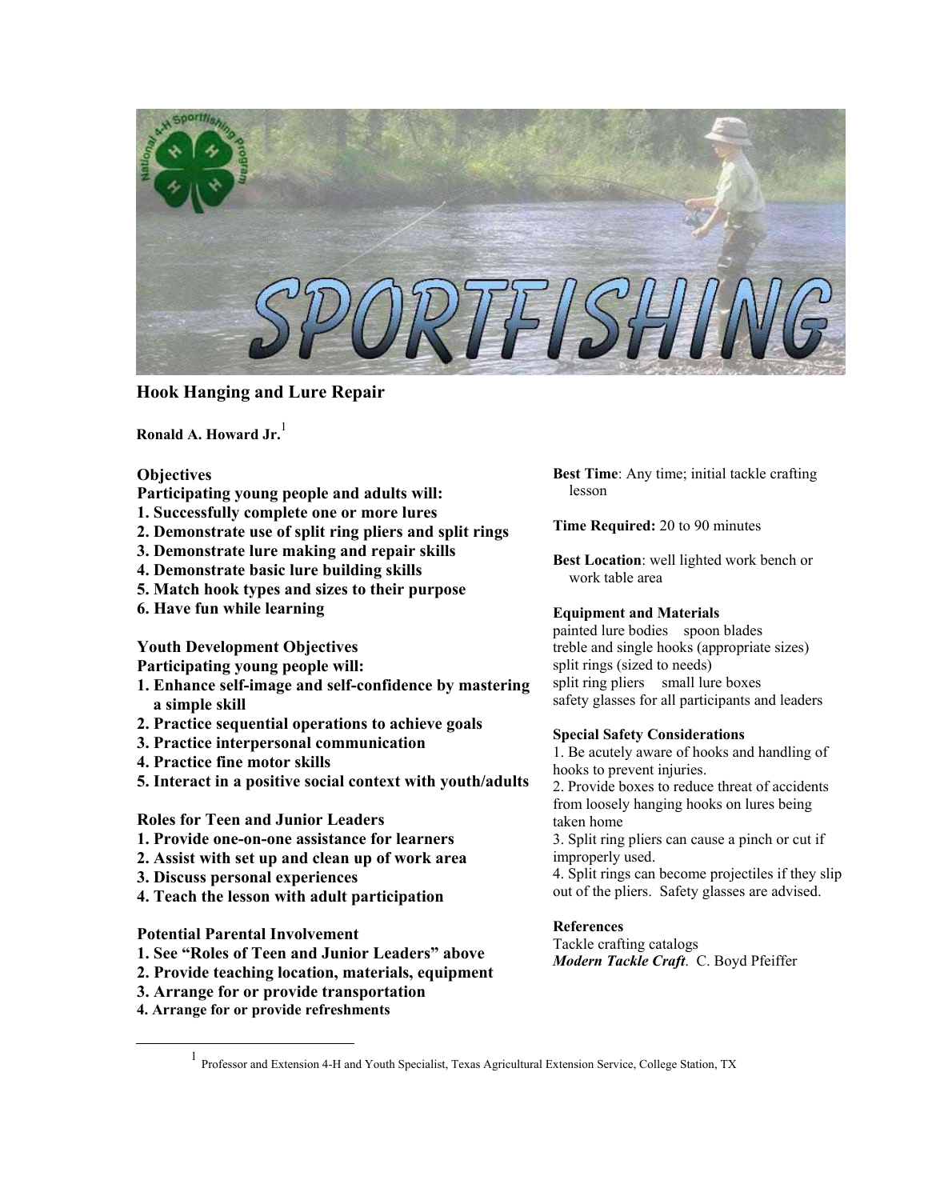# Hook Hanging and Lure Repair

**Ronald A. Howard Jr.**[1]

**Objectives**

**Participating young people and adults will:**

1. **Successfully complete one or more lures**
2. **Demonstrate use of split ring pliers and split rings**
3. **Demonstrate lure making and repair skills**
4. **Demonstrate basic lure building skills**
5. **Match hook types and sizes to their purpose**
6. **Have fun while learning**

**Youth Development Objectives**

**Participating young people will:**

1. **Enhance self-image and self-confidence by mastering a simple skill**
2. **Practice sequential operations to achieve goals**
3. **Practice interpersonal communication**
4. **Practice fine motor skills**
5. **Interact in a positive social context with youth/adults**

**Roles for Teen and Junior Leaders**

1. **Provide one-on-one assistance for learners**
2. **Assist with set up and clean up of work area**
3. **Discuss personal experiences**
4. **Teach the lesson with adult participation**

**Potential Parental Involvement**

1. **See "Roles of Teen and Junior Leaders" above**
2. **Provide teaching location, materials, equipment**
3. **Arrange for or provide transportation**
4. **Arrange for or provide refreshments**

**Best Time**: Any time; initial tackle crafting lesson

**Time Required:** 20 to 90 minutes

**Best Location**: well lighted work bench or work table area

**Equipment and Materials**

painted lure bodies    spoon blades
treble and single hooks (appropriate sizes)
split rings (sized to needs)
split ring pliers    small lure boxes
safety glasses for all participants and leaders

**Special Safety Considerations**

1. Be acutely aware of hooks and handling of hooks to prevent injuries.
2. Provide boxes to reduce threat of accidents from loosely hanging hooks on lures being taken home
3. Split ring pliers can cause a pinch or cut if improperly used.
4. Split rings can become projectiles if they slip out of the pliers. Safety glasses are advised.

**References**

Tackle crafting catalogs

***Modern Tackle Craft***. C. Boyd Pfeiffer

---

[1] Professor and Extension 4-H and Youth Specialist, Texas Agricultural Extension Service, College Station, TX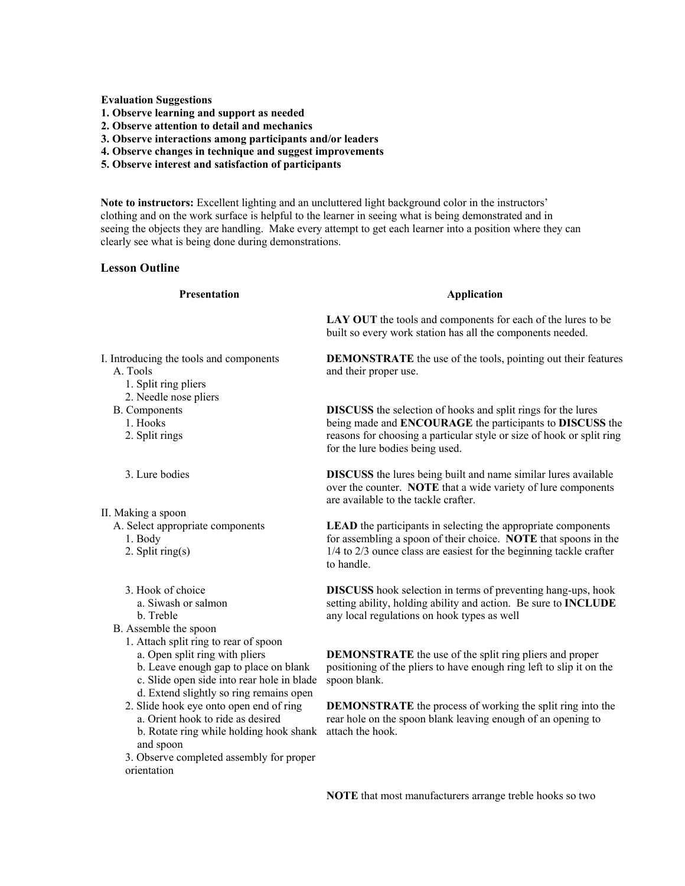**Evaluation Suggestions**

**1. Observe learning and support as needed**
**2. Observe attention to detail and mechanics**
**3. Observe interactions among participants and/or leaders**
**4. Observe changes in technique and suggest improvements**
**5. Observe interest and satisfaction of participants**

**Note to instructors:** Excellent lighting and an uncluttered light background color in the instructors' clothing and on the work surface is helpful to the learner in seeing what is being demonstrated and in seeing the objects they are handling. Make every attempt to get each learner into a position where they can clearly see what is being done during demonstrations.

## Lesson Outline

| Presentation | Application |
|---|---|
| | **LAY OUT** the tools and components for each of the lures to be built so every work station has all the components needed. |
| I. Introducing the tools and components<br>A. Tools<br>1. Split ring pliers<br>2. Needle nose pliers | **DEMONSTRATE** the use of the tools, pointing out their features and their proper use. |
| B. Components<br>1. Hooks<br>2. Split rings | **DISCUSS** the selection of hooks and split rings for the lures being made and **ENCOURAGE** the participants to **DISCUSS** the reasons for choosing a particular style or size of hook or split ring for the lure bodies being used. |
| 3. Lure bodies | **DISCUSS** the lures being built and name similar lures available over the counter. **NOTE** that a wide variety of lure components are available to the tackle crafter. |
| II. Making a spoon<br>A. Select appropriate components<br>1. Body<br>2. Split ring(s) | **LEAD** the participants in selecting the appropriate components for assembling a spoon of their choice. **NOTE** that spoons in the 1/4 to 2/3 ounce class are easiest for the beginning tackle crafter to handle. |
| 3. Hook of choice<br>a. Siwash or salmon<br>b. Treble | **DISCUSS** hook selection in terms of preventing hang-ups, hook setting ability, holding ability and action. Be sure to **INCLUDE** any local regulations on hook types as well |
| B. Assemble the spoon<br>1. Attach split ring to rear of spoon<br>a. Open split ring with pliers<br>b. Leave enough gap to place on blank<br>c. Slide open side into rear hole in blade<br>d. Extend slightly so ring remains open | **DEMONSTRATE** the use of the split ring pliers and proper positioning of the pliers to have enough ring left to slip it on the spoon blank. |
| 2. Slide hook eye onto open end of ring<br>a. Orient hook to ride as desired<br>b. Rotate ring while holding hook shank and spoon<br>3. Observe completed assembly for proper orientation | **DEMONSTRATE** the process of working the split ring into the rear hole on the spoon blank leaving enough of an opening to attach the hook. |
| | **NOTE** that most manufacturers arrange treble hooks so two |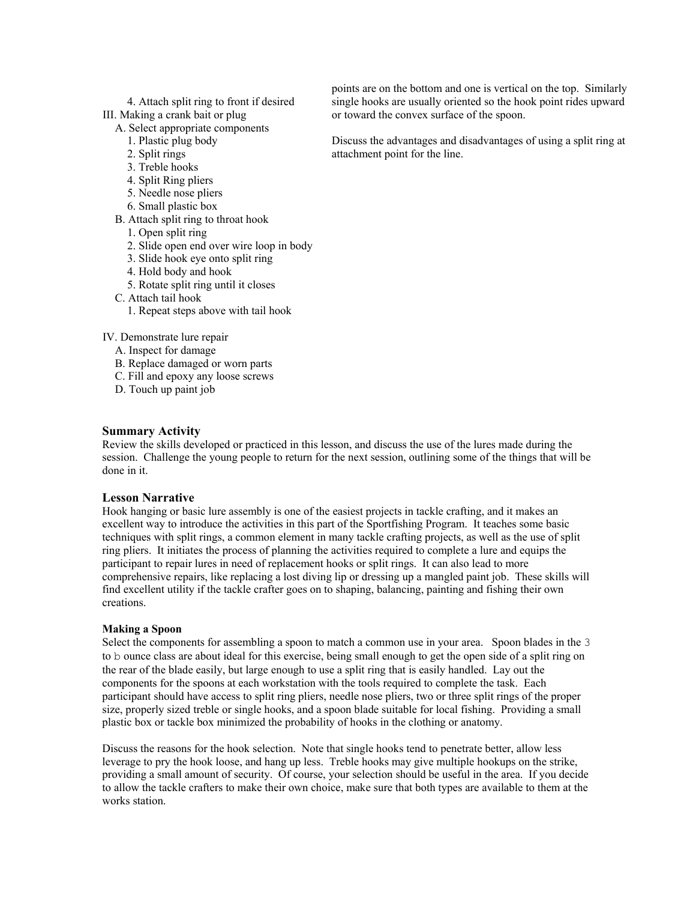4. Attach split ring to front if desired

III. Making a crank bait or plug
   A. Select appropriate components
      1. Plastic plug body
      2. Split rings
      3. Treble hooks
      4. Split Ring pliers
      5. Needle nose pliers
      6. Small plastic box
   B. Attach split ring to throat hook
      1. Open split ring
      2. Slide open end over wire loop in body
      3. Slide hook eye onto split ring
      4. Hold body and hook
      5. Rotate split ring until it closes
   C. Attach tail hook
      1. Repeat steps above with tail hook

IV. Demonstrate lure repair
   A. Inspect for damage
   B. Replace damaged or worn parts
   C. Fill and epoxy any loose screws
   D. Touch up paint job

points are on the bottom and one is vertical on the top. Similarly single hooks are usually oriented so the hook point rides upward or toward the convex surface of the spoon.

Discuss the advantages and disadvantages of using a split ring at attachment point for the line.

### Summary Activity

Review the skills developed or practiced in this lesson, and discuss the use of the lures made during the session. Challenge the young people to return for the next session, outlining some of the things that will be done in it.

### Lesson Narrative

Hook hanging or basic lure assembly is one of the easiest projects in tackle crafting, and it makes an excellent way to introduce the activities in this part of the Sportfishing Program. It teaches some basic techniques with split rings, a common element in many tackle crafting projects, as well as the use of split ring pliers. It initiates the process of planning the activities required to complete a lure and equips the participant to repair lures in need of replacement hooks or split rings. It can also lead to more comprehensive repairs, like replacing a lost diving lip or dressing up a mangled paint job. These skills will find excellent utility if the tackle crafter goes on to shaping, balancing, painting and fishing their own creations.

**Making a Spoon**

Select the components for assembling a spoon to match a common use in your area. Spoon blades in the 3 to b ounce class are about ideal for this exercise, being small enough to get the open side of a split ring on the rear of the blade easily, but large enough to use a split ring that is easily handled. Lay out the components for the spoons at each workstation with the tools required to complete the task. Each participant should have access to split ring pliers, needle nose pliers, two or three split rings of the proper size, properly sized treble or single hooks, and a spoon blade suitable for local fishing. Providing a small plastic box or tackle box minimized the probability of hooks in the clothing or anatomy.

Discuss the reasons for the hook selection. Note that single hooks tend to penetrate better, allow less leverage to pry the hook loose, and hang up less. Treble hooks may give multiple hookups on the strike, providing a small amount of security. Of course, your selection should be useful in the area. If you decide to allow the tackle crafters to make their own choice, make sure that both types are available to them at the works station.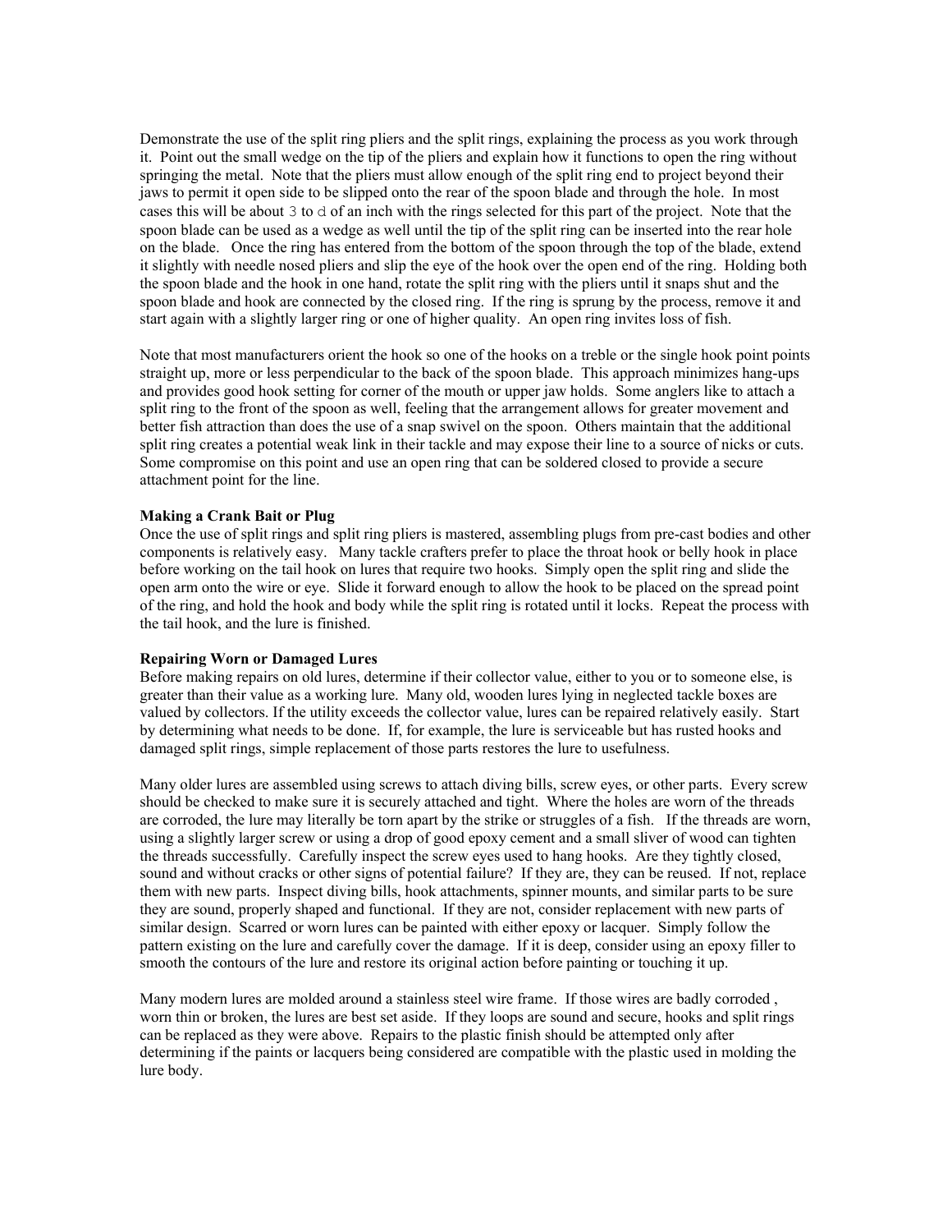Demonstrate the use of the split ring pliers and the split rings, explaining the process as you work through it. Point out the small wedge on the tip of the pliers and explain how it functions to open the ring without springing the metal. Note that the pliers must allow enough of the split ring end to project beyond their jaws to permit it open side to be slipped onto the rear of the spoon blade and through the hole. In most cases this will be about 3 to d of an inch with the rings selected for this part of the project. Note that the spoon blade can be used as a wedge as well until the tip of the split ring can be inserted into the rear hole on the blade. Once the ring has entered from the bottom of the spoon through the top of the blade, extend it slightly with needle nosed pliers and slip the eye of the hook over the open end of the ring. Holding both the spoon blade and the hook in one hand, rotate the split ring with the pliers until it snaps shut and the spoon blade and hook are connected by the closed ring. If the ring is sprung by the process, remove it and start again with a slightly larger ring or one of higher quality. An open ring invites loss of fish.

Note that most manufacturers orient the hook so one of the hooks on a treble or the single hook point points straight up, more or less perpendicular to the back of the spoon blade. This approach minimizes hang-ups and provides good hook setting for corner of the mouth or upper jaw holds. Some anglers like to attach a split ring to the front of the spoon as well, feeling that the arrangement allows for greater movement and better fish attraction than does the use of a snap swivel on the spoon. Others maintain that the additional split ring creates a potential weak link in their tackle and may expose their line to a source of nicks or cuts. Some compromise on this point and use an open ring that can be soldered closed to provide a secure attachment point for the line.

**Making a Crank Bait or Plug**

Once the use of split rings and split ring pliers is mastered, assembling plugs from pre-cast bodies and other components is relatively easy. Many tackle crafters prefer to place the throat hook or belly hook in place before working on the tail hook on lures that require two hooks. Simply open the split ring and slide the open arm onto the wire or eye. Slide it forward enough to allow the hook to be placed on the spread point of the ring, and hold the hook and body while the split ring is rotated until it locks. Repeat the process with the tail hook, and the lure is finished.

**Repairing Worn or Damaged Lures**

Before making repairs on old lures, determine if their collector value, either to you or to someone else, is greater than their value as a working lure. Many old, wooden lures lying in neglected tackle boxes are valued by collectors. If the utility exceeds the collector value, lures can be repaired relatively easily. Start by determining what needs to be done. If, for example, the lure is serviceable but has rusted hooks and damaged split rings, simple replacement of those parts restores the lure to usefulness.

Many older lures are assembled using screws to attach diving bills, screw eyes, or other parts. Every screw should be checked to make sure it is securely attached and tight. Where the holes are worn of the threads are corroded, the lure may literally be torn apart by the strike or struggles of a fish. If the threads are worn, using a slightly larger screw or using a drop of good epoxy cement and a small sliver of wood can tighten the threads successfully. Carefully inspect the screw eyes used to hang hooks. Are they tightly closed, sound and without cracks or other signs of potential failure? If they are, they can be reused. If not, replace them with new parts. Inspect diving bills, hook attachments, spinner mounts, and similar parts to be sure they are sound, properly shaped and functional. If they are not, consider replacement with new parts of similar design. Scarred or worn lures can be painted with either epoxy or lacquer. Simply follow the pattern existing on the lure and carefully cover the damage. If it is deep, consider using an epoxy filler to smooth the contours of the lure and restore its original action before painting or touching it up.

Many modern lures are molded around a stainless steel wire frame. If those wires are badly corroded , worn thin or broken, the lures are best set aside. If they loops are sound and secure, hooks and split rings can be replaced as they were above. Repairs to the plastic finish should be attempted only after determining if the paints or lacquers being considered are compatible with the plastic used in molding the lure body.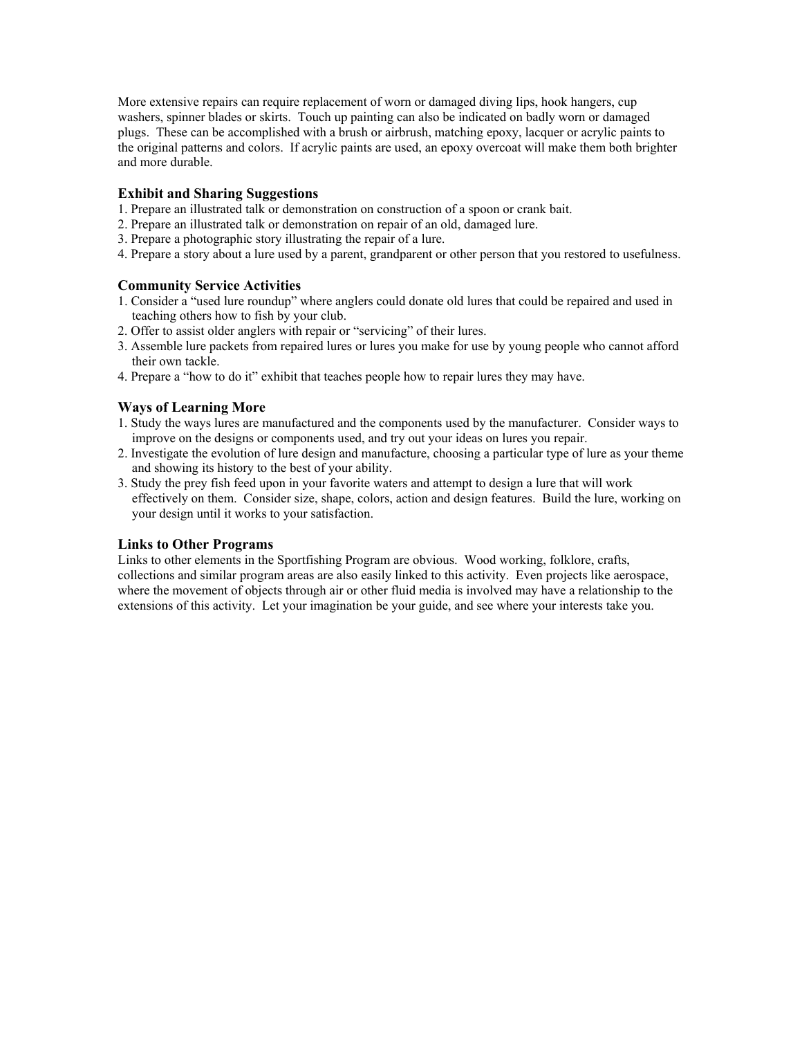More extensive repairs can require replacement of worn or damaged diving lips, hook hangers, cup washers, spinner blades or skirts. Touch up painting can also be indicated on badly worn or damaged plugs. These can be accomplished with a brush or airbrush, matching epoxy, lacquer or acrylic paints to the original patterns and colors. If acrylic paints are used, an epoxy overcoat will make them both brighter and more durable.

### Exhibit and Sharing Suggestions

1. Prepare an illustrated talk or demonstration on construction of a spoon or crank bait.
2. Prepare an illustrated talk or demonstration on repair of an old, damaged lure.
3. Prepare a photographic story illustrating the repair of a lure.
4. Prepare a story about a lure used by a parent, grandparent or other person that you restored to usefulness.

### Community Service Activities

1. Consider a "used lure roundup" where anglers could donate old lures that could be repaired and used in teaching others how to fish by your club.
2. Offer to assist older anglers with repair or "servicing" of their lures.
3. Assemble lure packets from repaired lures or lures you make for use by young people who cannot afford their own tackle.
4. Prepare a "how to do it" exhibit that teaches people how to repair lures they may have.

### Ways of Learning More

1. Study the ways lures are manufactured and the components used by the manufacturer. Consider ways to improve on the designs or components used, and try out your ideas on lures you repair.
2. Investigate the evolution of lure design and manufacture, choosing a particular type of lure as your theme and showing its history to the best of your ability.
3. Study the prey fish feed upon in your favorite waters and attempt to design a lure that will work effectively on them. Consider size, shape, colors, action and design features. Build the lure, working on your design until it works to your satisfaction.

### Links to Other Programs

Links to other elements in the Sportfishing Program are obvious. Wood working, folklore, crafts, collections and similar program areas are also easily linked to this activity. Even projects like aerospace, where the movement of objects through air or other fluid media is involved may have a relationship to the extensions of this activity. Let your imagination be your guide, and see where your interests take you.